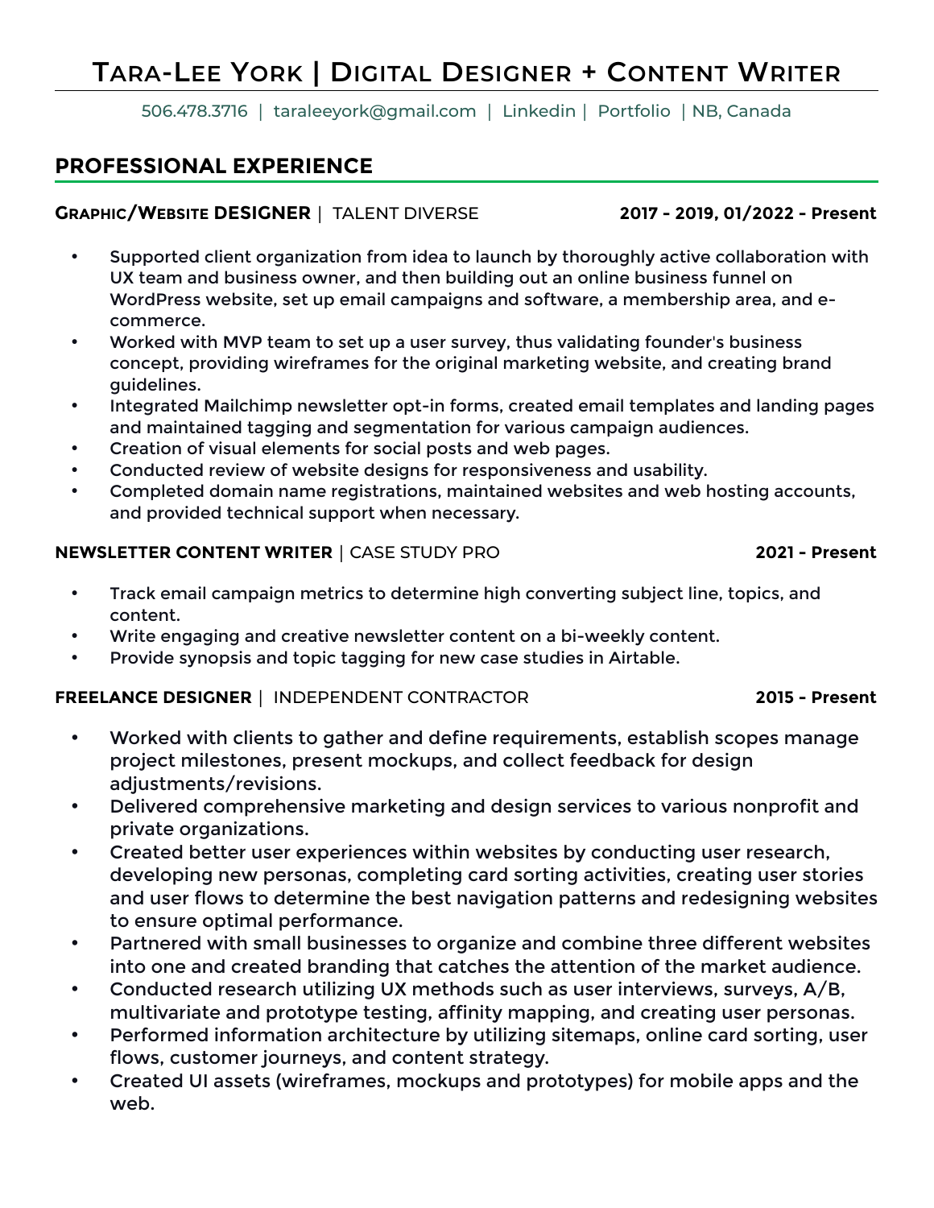# Tara-Lee York | Digital Designer + Content Writer

506.478.3716 | taraleeyork@gmail.com | Linkedin | Portfolio | NB, Canada

## PROFESSIONAL EXPERIENCE

**Graphic/Website DESIGNER** | TALENT DIVERSE **2017 - 2019, 01/2022 - Present**

- Supported client organization from idea to launch by thoroughly active collaboration with UX team and business owner, and then building out an online business funnel on WordPress website, set up email campaigns and software, a membership area, and e-commerce.
- Worked with MVP team to set up a user survey, thus validating founder's business concept, providing wireframes for the original marketing website, and creating brand guidelines.
- Integrated Mailchimp newsletter opt-in forms, created email templates and landing pages and maintained tagging and segmentation for various campaign audiences.
- Creation of visual elements for social posts and web pages.
- Conducted review of website designs for responsiveness and usability.
- Completed domain name registrations, maintained websites and web hosting accounts, and provided technical support when necessary.

**NEWSLETTER CONTENT WRITER** | CASE STUDY PRO **2021 - Present**

- Track email campaign metrics to determine high converting subject line, topics, and content.
- Write engaging and creative newsletter content on a bi-weekly content.
- Provide synopsis and topic tagging for new case studies in Airtable.

**FREELANCE DESIGNER** | INDEPENDENT CONTRACTOR **2015 - Present**

- Worked with clients to gather and define requirements, establish scopes manage project milestones, present mockups, and collect feedback for design adjustments/revisions.
- Delivered comprehensive marketing and design services to various nonprofit and private organizations.
- Created better user experiences within websites by conducting user research, developing new personas, completing card sorting activities, creating user stories and user flows to determine the best navigation patterns and redesigning websites to ensure optimal performance.
- Partnered with small businesses to organize and combine three different websites into one and created branding that catches the attention of the market audience.
- Conducted research utilizing UX methods such as user interviews, surveys, A/B, multivariate and prototype testing, affinity mapping, and creating user personas.
- Performed information architecture by utilizing sitemaps, online card sorting, user flows, customer journeys, and content strategy.
- Created UI assets (wireframes, mockups and prototypes) for mobile apps and the web.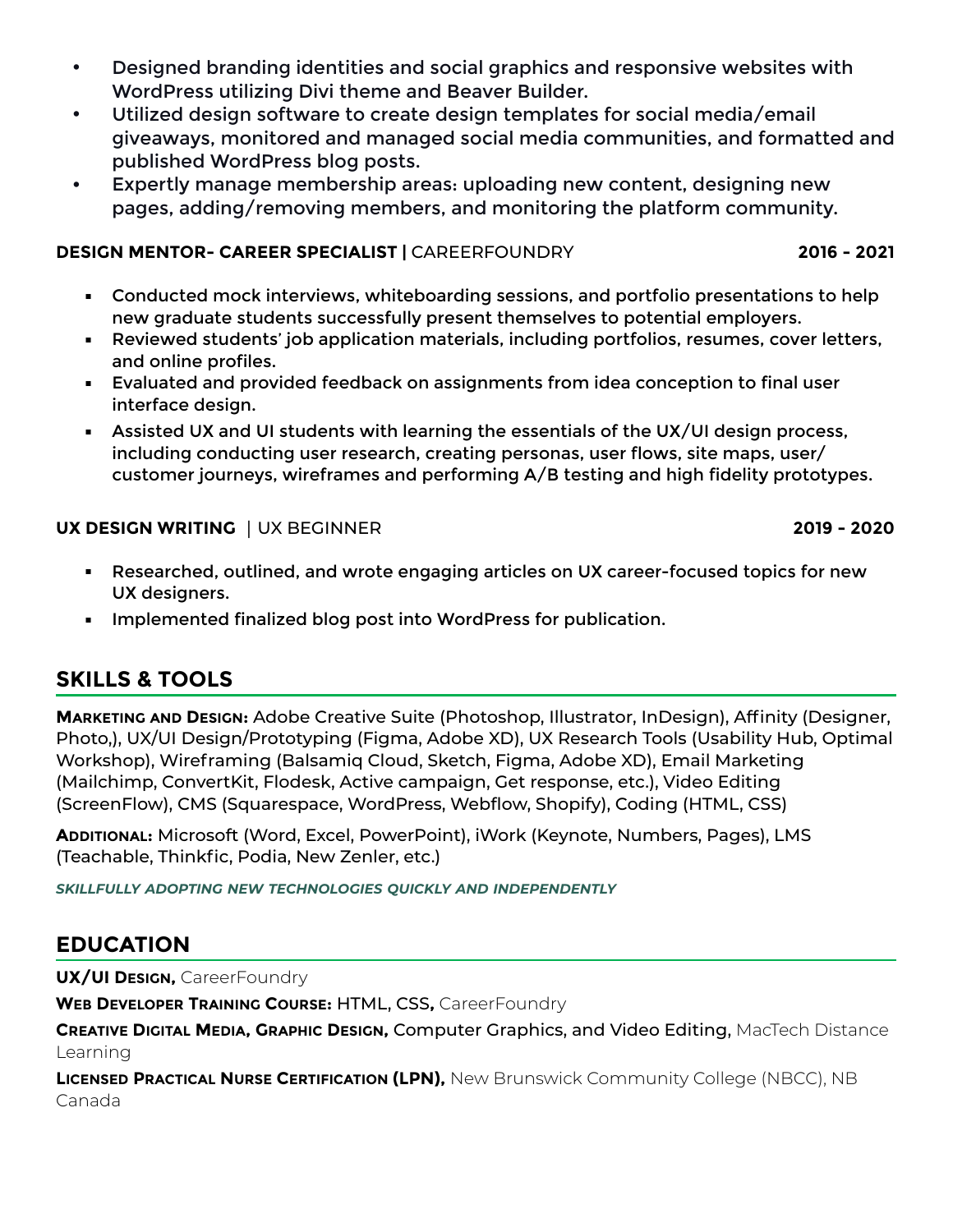- Designed branding identities and social graphics and responsive websites with WordPress utilizing Divi theme and Beaver Builder.
- Utilized design software to create design templates for social media/email giveaways, monitored and managed social media communities, and formatted and published WordPress blog posts.
- Expertly manage membership areas: uploading new content, designing new pages, adding/removing members, and monitoring the platform community.

**DESIGN MENTOR- CAREER SPECIALIST |** CAREERFOUNDRY **2016 - 2021**

- Conducted mock interviews, whiteboarding sessions, and portfolio presentations to help new graduate students successfully present themselves to potential employers.
- Reviewed students' job application materials, including portfolios, resumes, cover letters, and online profiles.
- Evaluated and provided feedback on assignments from idea conception to final user interface design.
- Assisted UX and UI students with learning the essentials of the UX/UI design process, including conducting user research, creating personas, user flows, site maps, user/customer journeys, wireframes and performing A/B testing and high fidelity prototypes.

**UX DESIGN WRITING** | UX BEGINNER **2019 - 2020**

- Researched, outlined, and wrote engaging articles on UX career-focused topics for new UX designers.
- Implemented finalized blog post into WordPress for publication.

## SKILLS & TOOLS

**Marketing and Design:** Adobe Creative Suite (Photoshop, Illustrator, InDesign), Affinity (Designer, Photo,), UX/UI Design/Prototyping (Figma, Adobe XD), UX Research Tools (Usability Hub, Optimal Workshop), Wireframing (Balsamiq Cloud, Sketch, Figma, Adobe XD), Email Marketing (Mailchimp, ConvertKit, Flodesk, Active campaign, Get response, etc.), Video Editing (ScreenFlow), CMS (Squarespace, WordPress, Webflow, Shopify), Coding (HTML, CSS)

**Additional:** Microsoft (Word, Excel, PowerPoint), iWork (Keynote, Numbers, Pages), LMS (Teachable, Thinkfic, Podia, New Zenler, etc.)

***SKILLFULLY ADOPTING NEW TECHNOLOGIES QUICKLY AND INDEPENDENTLY***

## EDUCATION

**UX/UI Design,** CareerFoundry

**Web Developer Training Course:** HTML, CSS**,** CareerFoundry

**Creative Digital Media, Graphic Design,** Computer Graphics, and Video Editing, MacTech Distance Learning

**Licensed Practical Nurse Certification (LPN),** New Brunswick Community College (NBCC), NB Canada